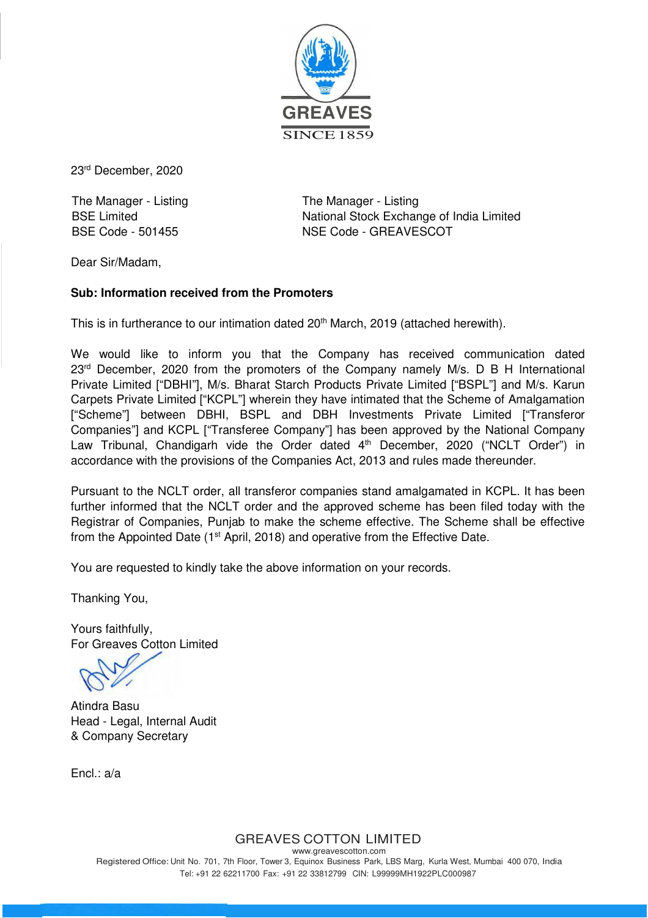GREAVES

SINCE 1859

23rd December, 2020

The Manager - Listing
BSE Limited
BSE Code - 501455

The Manager - Listing
National Stock Exchange of India Limited
NSE Code - GREAVESCOT

Dear Sir/Madam,

**Sub: Information received from the Promoters**

This is in furtherance to our intimation dated 20th March, 2019 (attached herewith).

We would like to inform you that the Company has received communication dated 23rd December, 2020 from the promoters of the Company namely M/s. D B H International Private Limited ["DBHI"], M/s. Bharat Starch Products Private Limited ["BSPL"] and M/s. Karun Carpets Private Limited ["KCPL"] wherein they have intimated that the Scheme of Amalgamation ["Scheme"] between DBHI, BSPL and DBH Investments Private Limited ["Transferor Companies"] and KCPL ["Transferee Company"] has been approved by the National Company Law Tribunal, Chandigarh vide the Order dated 4th December, 2020 ("NCLT Order") in accordance with the provisions of the Companies Act, 2013 and rules made thereunder.

Pursuant to the NCLT order, all transferor companies stand amalgamated in KCPL. It has been further informed that the NCLT order and the approved scheme has been filed today with the Registrar of Companies, Punjab to make the scheme effective. The Scheme shall be effective from the Appointed Date (1st April, 2018) and operative from the Effective Date.

You are requested to kindly take the above information on your records.

Thanking You,

Yours faithfully,
For Greaves Cotton Limited

Atindra Basu
Head - Legal, Internal Audit
& Company Secretary

Encl.: a/a

GREAVES COTTON LIMITED
www.greavescotton.com
Registered Office: Unit No. 701, 7th Floor, Tower 3, Equinox Business Park, LBS Marg, Kurla West, Mumbai 400 070, India
Tel: +91 22 62211700 Fax: +91 22 33812799 CIN: L99999MH1922PLC000987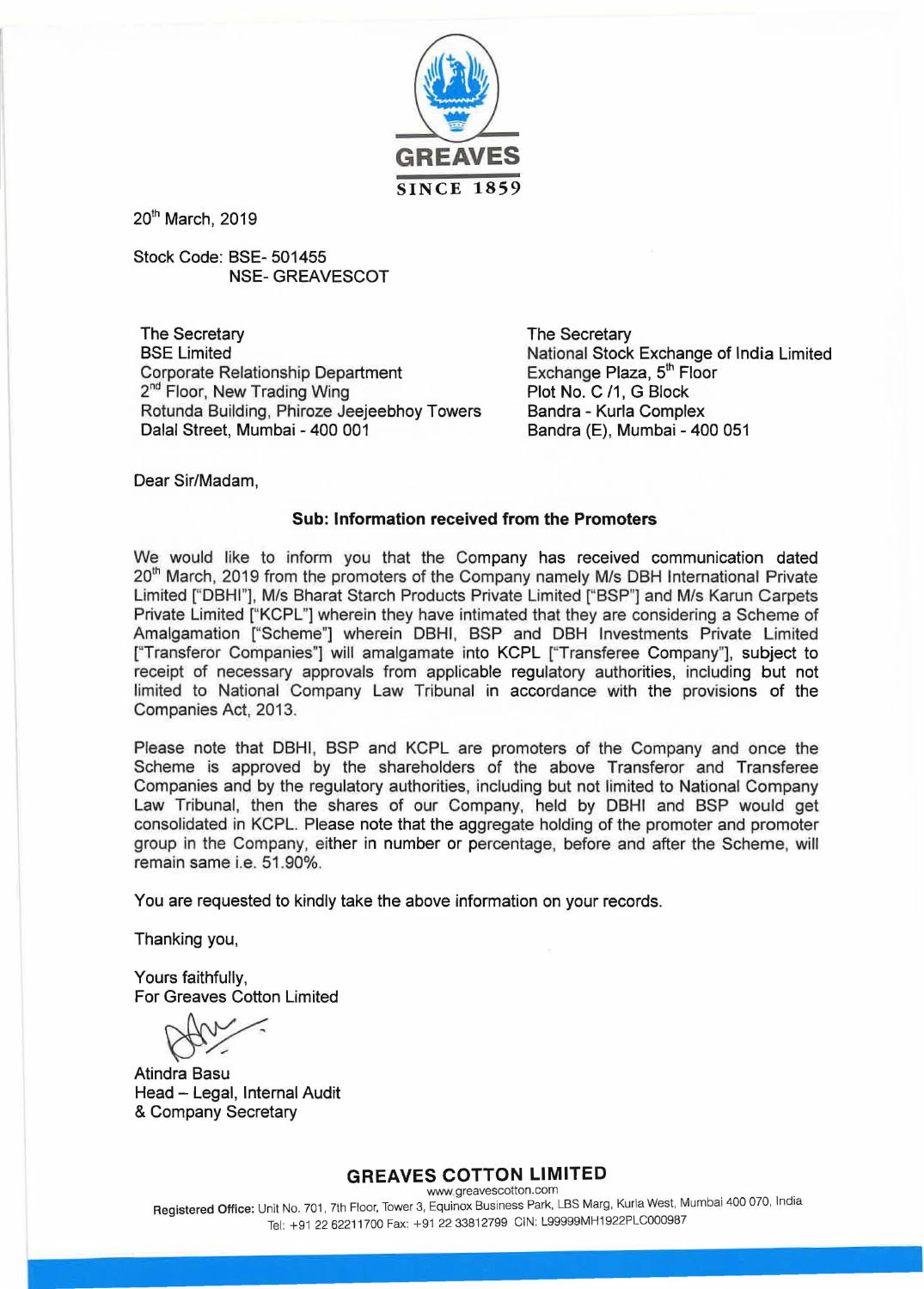GREAVES

SINCE 1859

20th March, 2019

Stock Code: BSE- 501455
NSE- GREAVESCOT

The Secretary
BSE Limited
Corporate Relationship Department
2nd Floor, New Trading Wing
Rotunda Building, Phiroze Jeejeebhoy Towers
Dalal Street, Mumbai - 400 001

The Secretary
National Stock Exchange of India Limited
Exchange Plaza, 5th Floor
Plot No. C /1, G Block
Bandra - Kurla Complex
Bandra (E), Mumbai - 400 051

Dear Sir/Madam,

**Sub: Information received from the Promoters**

We would like to inform you that the Company has received communication dated 20th March, 2019 from the promoters of the Company namely M/s DBH International Private Limited ["DBHI"], M/s Bharat Starch Products Private Limited ["BSP"] and M/s Karun Carpets Private Limited ["KCPL"] wherein they have intimated that they are considering a Scheme of Amalgamation ["Scheme"] wherein DBHI, BSP and DBH Investments Private Limited ["Transferor Companies"] will amalgamate into KCPL ["Transferee Company"], subject to receipt of necessary approvals from applicable regulatory authorities, including but not limited to National Company Law Tribunal in accordance with the provisions of the Companies Act, 2013.

Please note that DBHI, BSP and KCPL are promoters of the Company and once the Scheme is approved by the shareholders of the above Transferor and Transferee Companies and by the regulatory authorities, including but not limited to National Company Law Tribunal, then the shares of our Company, held by DBHI and BSP would get consolidated in KCPL. Please note that the aggregate holding of the promoter and promoter group in the Company, either in number or percentage, before and after the Scheme, will remain same i.e. 51.90%.

You are requested to kindly take the above information on your records.

Thanking you,

Yours faithfully,
For Greaves Cotton Limited

Atindra Basu
Head – Legal, Internal Audit
& Company Secretary

**GREAVES COTTON LIMITED**
www.greavescotton.com
**Registered Office:** Unit No. 701, 7th Floor, Tower 3, Equinox Business Park, LBS Marg, Kurla West, Mumbai 400 070, India
Tel: +91 22 62211700 Fax: +91 22 33812799 CIN: L99999MH1922PLC000987